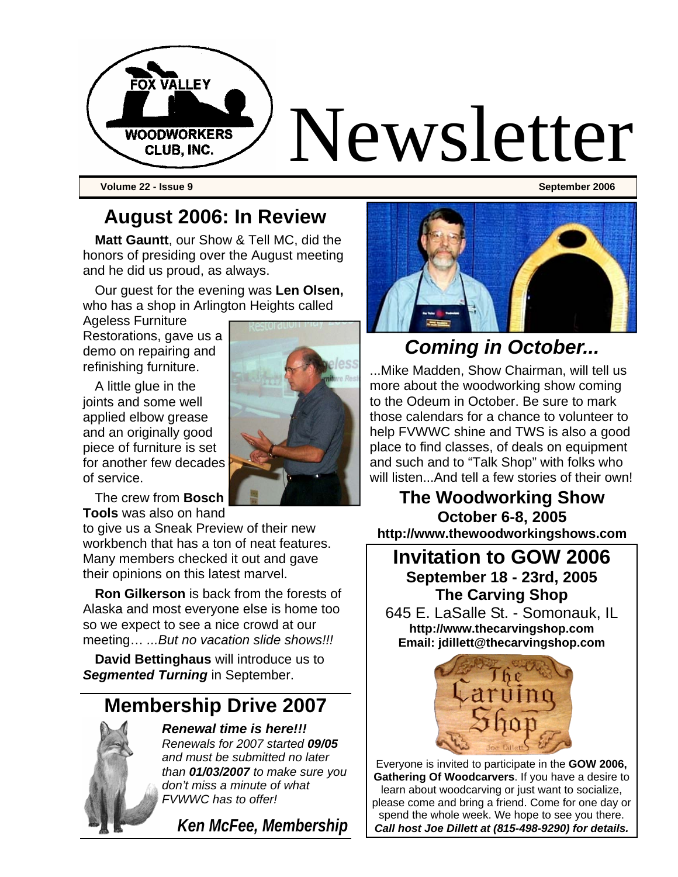# Newsletter

**Volume 22 - Issue 9** **September 2006**

## August 2006: In Review

**Matt Gauntt**, our Show & Tell MC, did the honors of presiding over the August meeting and he did us proud, as always.

Our guest for the evening was **Len Olsen,** who has a shop in Arlington Heights called Ageless Furniture Restorations, gave us a demo on repairing and refinishing furniture.

A little glue in the joints and some well applied elbow grease and an originally good piece of furniture is set for another few decades of service.

The crew from **Bosch Tools** was also on hand to give us a Sneak Preview of their new workbench that has a ton of neat features. Many members checked it out and gave their opinions on this latest marvel.

**Ron Gilkerson** is back from the forests of Alaska and most everyone else is home too so we expect to see a nice crowd at our meeting… *...But no vacation slide shows!!!*

**David Bettinghaus** will introduce us to ***Segmented Turning*** in September.

## Membership Drive 2007

***Renewal time is here!!!***
*Renewals for 2007 started **09/05** and must be submitted no later than **01/03/2007** to make sure you don't miss a minute of what FVWWC has to offer!*

***Ken McFee, Membership***

## *Coming in October...*

...Mike Madden, Show Chairman, will tell us more about the woodworking show coming to the Odeum in October. Be sure to mark those calendars for a chance to volunteer to help FVWWC shine and TWS is also a good place to find classes, of deals on equipment and such and to "Talk Shop" with folks who will listen...And tell a few stories of their own!

### The Woodworking Show

**October 6-8, 2005**
**http://www.thewoodworkingshows.com**

## Invitation to GOW 2006

**September 18 - 23rd, 2005**
**The Carving Shop**
645 E. LaSalle St. - Somonauk, IL
**http://www.thecarvingshop.com**
**Email: jdillett@thecarvingshop.com**

Everyone is invited to participate in the **GOW 2006, Gathering Of Woodcarvers**. If you have a desire to learn about woodcarving or just want to socialize, please come and bring a friend. Come for one day or spend the whole week. We hope to see you there. ***Call host Joe Dillett at (815-498-9290) for details.***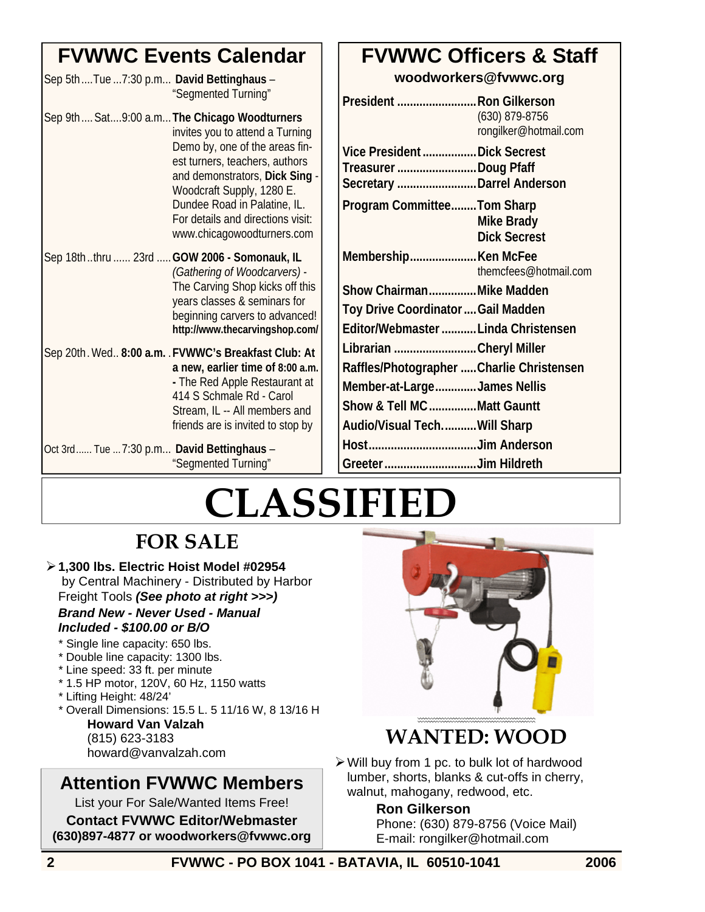## FVWWC Events Calendar

| | |
|---|---|
| Sep 5th....Tue...7:30 p.m... | **David Bettinghaus** – "Segmented Turning" |
| Sep 9th.... Sat....9:00 a.m... | **The Chicago Woodturners** invites you to attend a Turning Demo by, one of the areas finest turners, teachers, authors and demonstrators, **Dick Sing** - Woodcraft Supply, 1280 E. Dundee Road in Palatine, IL. For details and directions visit: www.chicagowoodturners.com |
| Sep 18th..thru...... 23rd ..... | **GOW 2006 - Somonauk, IL** *(Gathering of Woodcarvers)* - The Carving Shop kicks off this years classes & seminars for beginning carvers to advanced! **http://www.thecarvingshop.com/** |
| Sep 20th. Wed.. **8:00 a.m.** . | **FVWWC's Breakfast Club: At a new, earlier time of 8:00 a.m. -** The Red Apple Restaurant at 414 S Schmale Rd - Carol Stream, IL -- All members and friends are is invited to stop by |
| Oct 3rd...... Tue ... 7:30 p.m... | **David Bettinghaus** – "Segmented Turning" |

## FVWWC Officers & Staff

**woodworkers@fvwwc.org**

| | |
|---|---|
| **President** | **Ron Gilkerson** (630) 879-8756 rongilker@hotmail.com |
| **Vice President** | **Dick Secrest** |
| **Treasurer** | **Doug Pfaff** |
| **Secretary** | **Darrel Anderson** |
| **Program Committee** | **Tom Sharp**, **Mike Brady**, **Dick Secrest** |
| **Membership** | **Ken McFee** themcfees@hotmail.com |
| **Show Chairman** | **Mike Madden** |
| **Toy Drive Coordinator** | **Gail Madden** |
| **Editor/Webmaster** | **Linda Christensen** |
| **Librarian** | **Cheryl Miller** |
| **Raffles/Photographer** | **Charlie Christensen** |
| **Member-at-Large** | **James Nellis** |
| **Show & Tell MC** | **Matt Gauntt** |
| **Audio/Visual Tech.** | **Will Sharp** |
| **Host** | **Jim Anderson** |
| **Greeter** | **Jim Hildreth** |

# CLASSIFIED

## FOR SALE

- **1,300 lbs. Electric Hoist Model #02954** by Central Machinery - Distributed by Harbor Freight Tools ***(See photo at right >>>)***

  ***Brand New - Never Used - Manual Included - $100.00 or B/O***

  - Single line capacity: 650 lbs.
  - Double line capacity: 1300 lbs.
  - Line speed: 33 ft. per minute
  - 1.5 HP motor, 120V, 60 Hz, 1150 watts
  - Lifting Height: 48/24'
  - Overall Dimensions: 15.5 L. 5 11/16 W, 8 13/16 H

  **Howard Van Valzah**
  (815) 623-3183
  howard@vanvalzah.com

### Attention FVWWC Members

List your For Sale/Wanted Items Free!

**Contact FVWWC Editor/Webmaster**
**(630)897-4877 or woodworkers@fvwwc.org**

## WANTED: WOOD

- Will buy from 1 pc. to bulk lot of hardwood lumber, shorts, blanks & cut-offs in cherry, walnut, mahogany, redwood, etc.

  **Ron Gilkerson**
  Phone: (630) 879-8756 (Voice Mail)
  E-mail: rongilker@hotmail.com

**FVWWC - PO BOX 1041 - BATAVIA, IL 60510-1041** 2006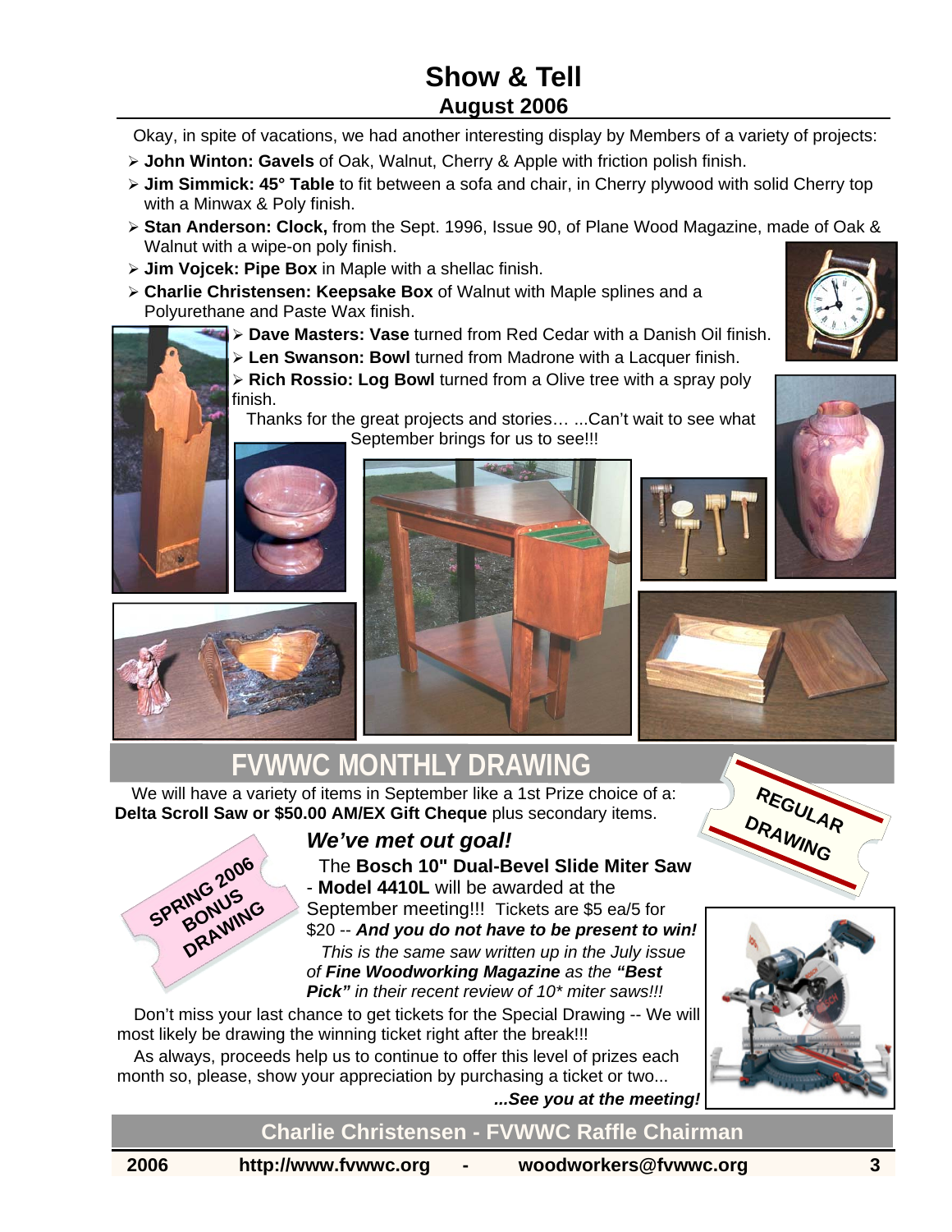# Show & Tell

## August 2006

Okay, in spite of vacations, we had another interesting display by Members of a variety of projects:

- **John Winton: Gavels** of Oak, Walnut, Cherry & Apple with friction polish finish.
- **Jim Simmick: 45° Table** to fit between a sofa and chair, in Cherry plywood with solid Cherry top with a Minwax & Poly finish.
- **Stan Anderson: Clock,** from the Sept. 1996, Issue 90, of Plane Wood Magazine, made of Oak & Walnut with a wipe-on poly finish.
- **Jim Vojcek: Pipe Box** in Maple with a shellac finish.
- **Charlie Christensen: Keepsake Box** of Walnut with Maple splines and a Polyurethane and Paste Wax finish.
- **Dave Masters: Vase** turned from Red Cedar with a Danish Oil finish.
- **Len Swanson: Bowl** turned from Madrone with a Lacquer finish.
- **Rich Rossio: Log Bowl** turned from a Olive tree with a spray poly finish.

Thanks for the great projects and stories… ...Can't wait to see what September brings for us to see!!!

## FVWWC MONTHLY DRAWING

REGULAR DRAWING

We will have a variety of items in September like a 1st Prize choice of a: **Delta Scroll Saw or $50.00 AM/EX Gift Cheque** plus secondary items.

SPRING 2006 BONUS DRAWING

### *We've met out goal!*

The **Bosch 10" Dual-Bevel Slide Miter Saw - Model 4410L** will be awarded at the September meeting!!! Tickets are $5 ea/5 for $20 -- ***And you do not have to be present to win!***

*This is the same saw written up in the July issue of **Fine Woodworking Magazine** as the **"Best Pick"** in their recent review of 10\* miter saws!!!*

Don't miss your last chance to get tickets for the Special Drawing -- We will most likely be drawing the winning ticket right after the break!!!

As always, proceeds help us to continue to offer this level of prizes each month so, please, show your appreciation by purchasing a ticket or two...

***...See you at the meeting!***

**Charlie Christensen - FVWWC Raffle Chairman**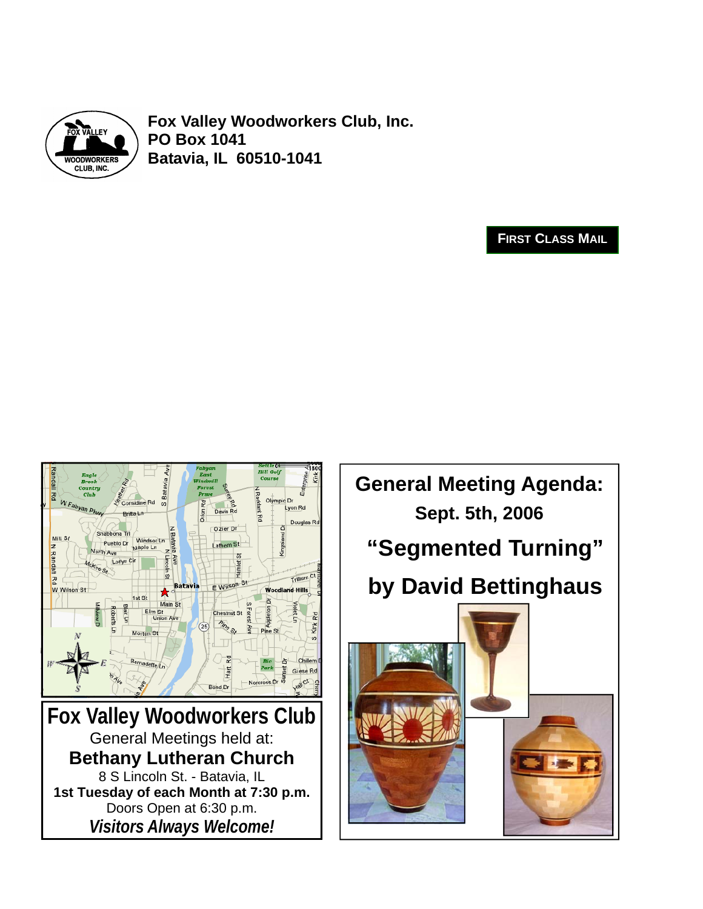**Fox Valley Woodworkers Club, Inc.**
**PO Box 1041**
**Batavia, IL 60510-1041**

**FIRST CLASS MAIL**

## Fox Valley Woodworkers Club

General Meetings held at:

**Bethany Lutheran Church**

8 S Lincoln St. - Batavia, IL

**1st Tuesday of each Month at 7:30 p.m.**

Doors Open at 6:30 p.m.

***Visitors Always Welcome!***

## General Meeting Agenda:

**Sept. 5th, 2006**

## "Segmented Turning"

## by David Bettinghaus